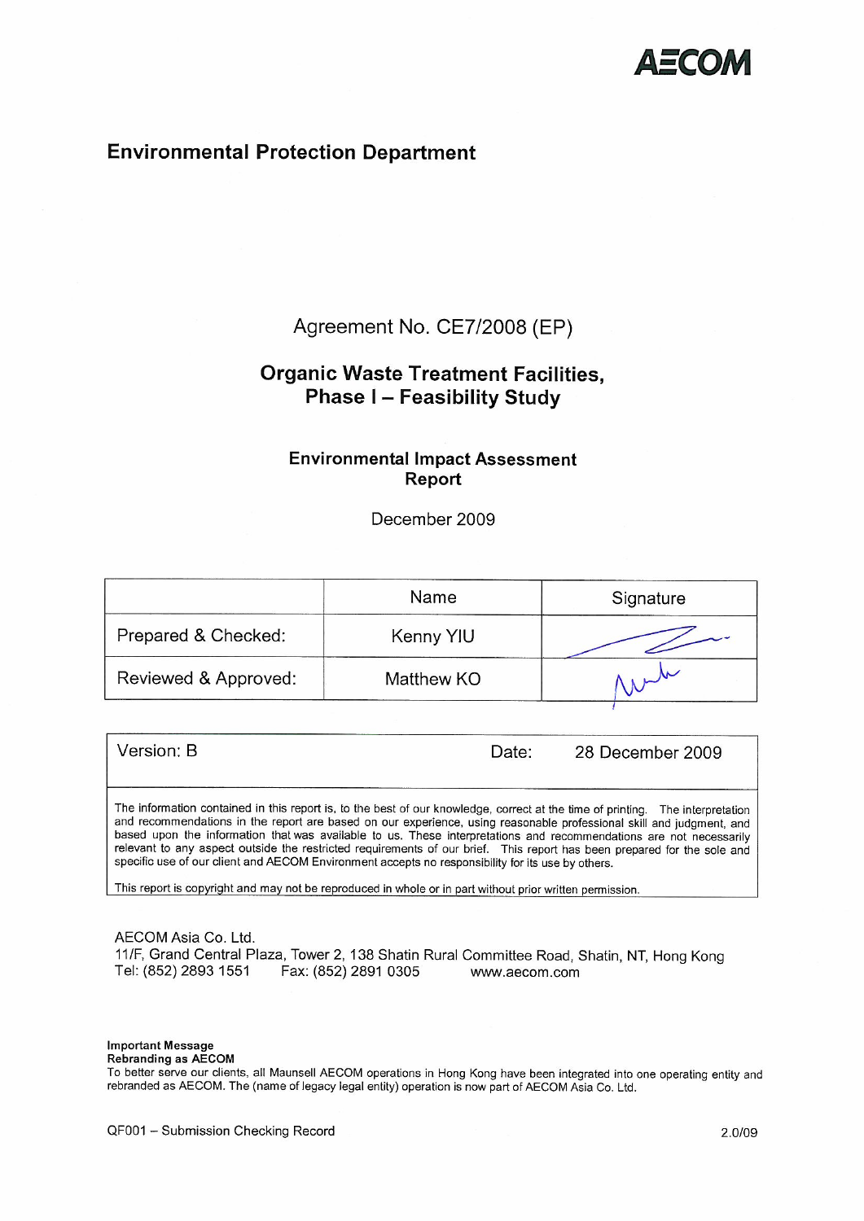AECOM

## Environmental Protection Department

Agreement No. CE7/2008 (EP)

# Organic Waste Treatment Facilities, Phase I – Feasibility Study

## Environmental Impact Assessment Report

December 2009

| | Name | Signature |
|---|---|---|
| Prepared & Checked: | Kenny YIU | |
| Reviewed & Approved: | Matthew KO | |

| Version: B | Date: 28 December 2009 |
|---|---|

The information contained in this report is, to the best of our knowledge, correct at the time of printing. The interpretation and recommendations in the report are based on our experience, using reasonable professional skill and judgment, and based upon the information that was available to us. These interpretations and recommendations are not necessarily relevant to any aspect outside the restricted requirements of our brief. This report has been prepared for the sole and specific use of our client and AECOM Environment accepts no responsibility for its use by others.

This report is copyright and may not be reproduced in whole or in part without prior written permission.

AECOM Asia Co. Ltd.
11/F, Grand Central Plaza, Tower 2, 138 Shatin Rural Committee Road, Shatin, NT, Hong Kong
Tel: (852) 2893 1551 Fax: (852) 2891 0305 www.aecom.com

**Important Message**
**Rebranding as AECOM**
To better serve our clients, all Maunsell AECOM operations in Hong Kong have been integrated into one operating entity and rebranded as AECOM. The (name of legacy legal entity) operation is now part of AECOM Asia Co. Ltd.

QF001 – Submission Checking Record 2.0/09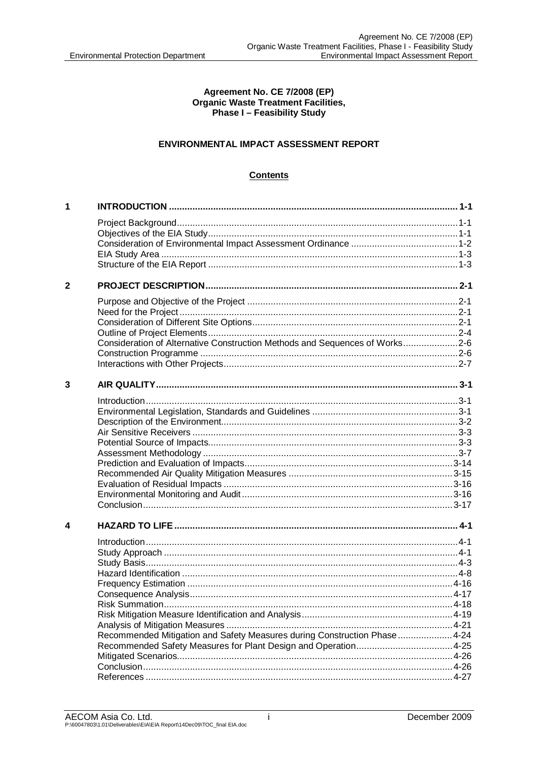**Agreement No. CE 7/2008 (EP)**
**Organic Waste Treatment Facilities,**
**Phase I – Feasibility Study**

**ENVIRONMENTAL IMPACT ASSESSMENT REPORT**

**Contents**

| | | |
|---|---|---|
| **1** | **INTRODUCTION** | **1-1** |
| | Project Background | 1-1 |
| | Objectives of the EIA Study | 1-1 |
| | Consideration of Environmental Impact Assessment Ordinance | 1-2 |
| | EIA Study Area | 1-3 |
| | Structure of the EIA Report | 1-3 |
| **2** | **PROJECT DESCRIPTION** | **2-1** |
| | Purpose and Objective of the Project | 2-1 |
| | Need for the Project | 2-1 |
| | Consideration of Different Site Options | 2-1 |
| | Outline of Project Elements | 2-4 |
| | Consideration of Alternative Construction Methods and Sequences of Works | 2-6 |
| | Construction Programme | 2-6 |
| | Interactions with Other Projects | 2-7 |
| **3** | **AIR QUALITY** | **3-1** |
| | Introduction | 3-1 |
| | Environmental Legislation, Standards and Guidelines | 3-1 |
| | Description of the Environment | 3-2 |
| | Air Sensitive Receivers | 3-3 |
| | Potential Source of Impacts | 3-3 |
| | Assessment Methodology | 3-7 |
| | Prediction and Evaluation of Impacts | 3-14 |
| | Recommended Air Quality Mitigation Measures | 3-15 |
| | Evaluation of Residual Impacts | 3-16 |
| | Environmental Monitoring and Audit | 3-16 |
| | Conclusion | 3-17 |
| **4** | **HAZARD TO LIFE** | **4-1** |
| | Introduction | 4-1 |
| | Study Approach | 4-1 |
| | Study Basis | 4-3 |
| | Hazard Identification | 4-8 |
| | Frequency Estimation | 4-16 |
| | Consequence Analysis | 4-17 |
| | Risk Summation | 4-18 |
| | Risk Mitigation Measure Identification and Analysis | 4-19 |
| | Analysis of Mitigation Measures | 4-21 |
| | Recommended Mitigation and Safety Measures during Construction Phase | 4-24 |
| | Recommended Safety Measures for Plant Design and Operation | 4-25 |
| | Mitigated Scenarios | 4-26 |
| | Conclusion | 4-26 |
| | References | 4-27 |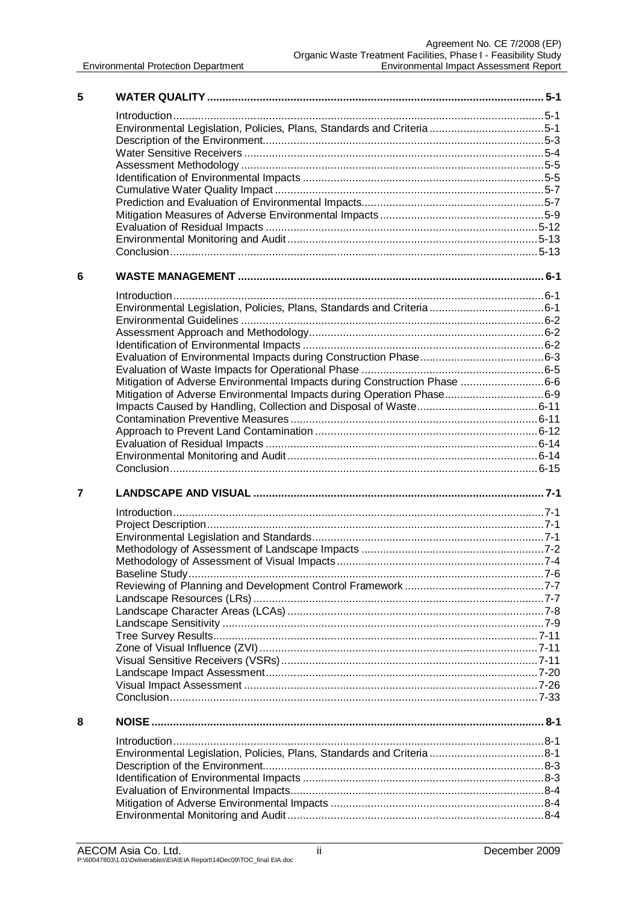| | | |
|---|---|---|
| **5** | **WATER QUALITY** | **5-1** |
| | Introduction | 5-1 |
| | Environmental Legislation, Policies, Plans, Standards and Criteria | 5-1 |
| | Description of the Environment | 5-3 |
| | Water Sensitive Receivers | 5-4 |
| | Assessment Methodology | 5-5 |
| | Identification of Environmental Impacts | 5-5 |
| | Cumulative Water Quality Impact | 5-7 |
| | Prediction and Evaluation of Environmental Impacts | 5-7 |
| | Mitigation Measures of Adverse Environmental Impacts | 5-9 |
| | Evaluation of Residual Impacts | 5-12 |
| | Environmental Monitoring and Audit | 5-13 |
| | Conclusion | 5-13 |
| **6** | **WASTE MANAGEMENT** | **6-1** |
| | Introduction | 6-1 |
| | Environmental Legislation, Policies, Plans, Standards and Criteria | 6-1 |
| | Environmental Guidelines | 6-2 |
| | Assessment Approach and Methodology | 6-2 |
| | Identification of Environmental Impacts | 6-2 |
| | Evaluation of Environmental Impacts during Construction Phase | 6-3 |
| | Evaluation of Waste Impacts for Operational Phase | 6-5 |
| | Mitigation of Adverse Environmental Impacts during Construction Phase | 6-6 |
| | Mitigation of Adverse Environmental Impacts during Operation Phase | 6-9 |
| | Impacts Caused by Handling, Collection and Disposal of Waste | 6-11 |
| | Contamination Preventive Measures | 6-11 |
| | Approach to Prevent Land Contamination | 6-12 |
| | Evaluation of Residual Impacts | 6-14 |
| | Environmental Monitoring and Audit | 6-14 |
| | Conclusion | 6-15 |
| **7** | **LANDSCAPE AND VISUAL** | **7-1** |
| | Introduction | 7-1 |
| | Project Description | 7-1 |
| | Environmental Legislation and Standards | 7-1 |
| | Methodology of Assessment of Landscape Impacts | 7-2 |
| | Methodology of Assessment of Visual Impacts | 7-4 |
| | Baseline Study | 7-6 |
| | Reviewing of Planning and Development Control Framework | 7-7 |
| | Landscape Resources (LRs) | 7-7 |
| | Landscape Character Areas (LCAs) | 7-8 |
| | Landscape Sensitivity | 7-9 |
| | Tree Survey Results | 7-11 |
| | Zone of Visual Influence (ZVI) | 7-11 |
| | Visual Sensitive Receivers (VSRs) | 7-11 |
| | Landscape Impact Assessment | 7-20 |
| | Visual Impact Assessment | 7-26 |
| | Conclusion | 7-33 |
| **8** | **NOISE** | **8-1** |
| | Introduction | 8-1 |
| | Environmental Legislation, Policies, Plans, Standards and Criteria | 8-1 |
| | Description of the Environment | 8-3 |
| | Identification of Environmental Impacts | 8-3 |
| | Evaluation of Environmental Impacts | 8-4 |
| | Mitigation of Adverse Environmental Impacts | 8-4 |
| | Environmental Monitoring and Audit | 8-4 |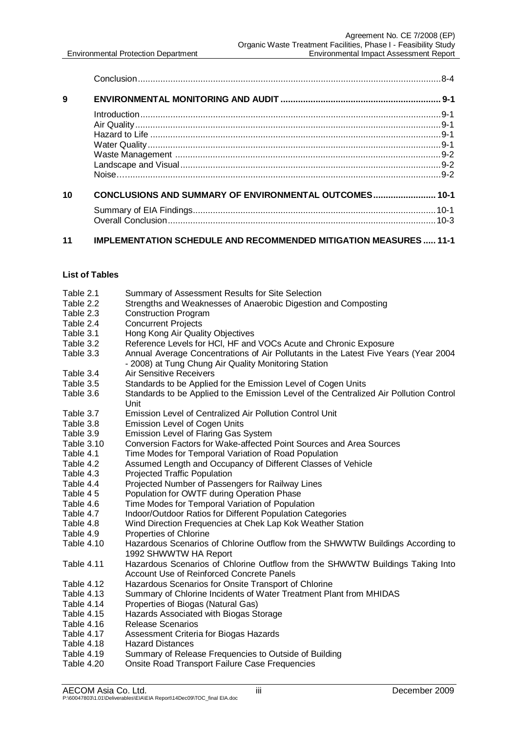Conclusion ........................................................................................................................ 8-4

**9 ENVIRONMENTAL MONITORING AND AUDIT ................................................................. 9-1**

Introduction ........................................................................................................................ 9-1
Air Quality .......................................................................................................................... 9-1
Hazard to Life ..................................................................................................................... 9-1
Water Quality ...................................................................................................................... 9-1
Waste Management .......................................................................................................... 9-2
Landscape and Visual ......................................................................................................... 9-2
Noise…................................................................................................................................ 9-2

**10 CONCLUSIONS AND SUMMARY OF ENVIRONMENTAL OUTCOMES ......................... 10-1**

Summary of EIA Findings ................................................................................................. 10-1
Overall Conclusion ........................................................................................................... 10-3

**11 IMPLEMENTATION SCHEDULE AND RECOMMENDED MITIGATION MEASURES ..... 11-1**

**List of Tables**

| | |
|---|---|
| Table 2.1 | Summary of Assessment Results for Site Selection |
| Table 2.2 | Strengths and Weaknesses of Anaerobic Digestion and Composting |
| Table 2.3 | Construction Program |
| Table 2.4 | Concurrent Projects |
| Table 3.1 | Hong Kong Air Quality Objectives |
| Table 3.2 | Reference Levels for HCl, HF and VOCs Acute and Chronic Exposure |
| Table 3.3 | Annual Average Concentrations of Air Pollutants in the Latest Five Years (Year 2004 - 2008) at Tung Chung Air Quality Monitoring Station |
| Table 3.4 | Air Sensitive Receivers |
| Table 3.5 | Standards to be Applied for the Emission Level of Cogen Units |
| Table 3.6 | Standards to be Applied to the Emission Level of the Centralized Air Pollution Control Unit |
| Table 3.7 | Emission Level of Centralized Air Pollution Control Unit |
| Table 3.8 | Emission Level of Cogen Units |
| Table 3.9 | Emission Level of Flaring Gas System |
| Table 3.10 | Conversion Factors for Wake-affected Point Sources and Area Sources |
| Table 4.1 | Time Modes for Temporal Variation of Road Population |
| Table 4.2 | Assumed Length and Occupancy of Different Classes of Vehicle |
| Table 4.3 | Projected Traffic Population |
| Table 4.4 | Projected Number of Passengers for Railway Lines |
| Table 4 5 | Population for OWTF during Operation Phase |
| Table 4.6 | Time Modes for Temporal Variation of Population |
| Table 4.7 | Indoor/Outdoor Ratios for Different Population Categories |
| Table 4.8 | Wind Direction Frequencies at Chek Lap Kok Weather Station |
| Table 4.9 | Properties of Chlorine |
| Table 4.10 | Hazardous Scenarios of Chlorine Outflow from the SHWWTW Buildings According to 1992 SHWWTW HA Report |
| Table 4.11 | Hazardous Scenarios of Chlorine Outflow from the SHWWTW Buildings Taking Into Account Use of Reinforced Concrete Panels |
| Table 4.12 | Hazardous Scenarios for Onsite Transport of Chlorine |
| Table 4.13 | Summary of Chlorine Incidents of Water Treatment Plant from MHIDAS |
| Table 4.14 | Properties of Biogas (Natural Gas) |
| Table 4.15 | Hazards Associated with Biogas Storage |
| Table 4.16 | Release Scenarios |
| Table 4.17 | Assessment Criteria for Biogas Hazards |
| Table 4.18 | Hazard Distances |
| Table 4.19 | Summary of Release Frequencies to Outside of Building |
| Table 4.20 | Onsite Road Transport Failure Case Frequencies |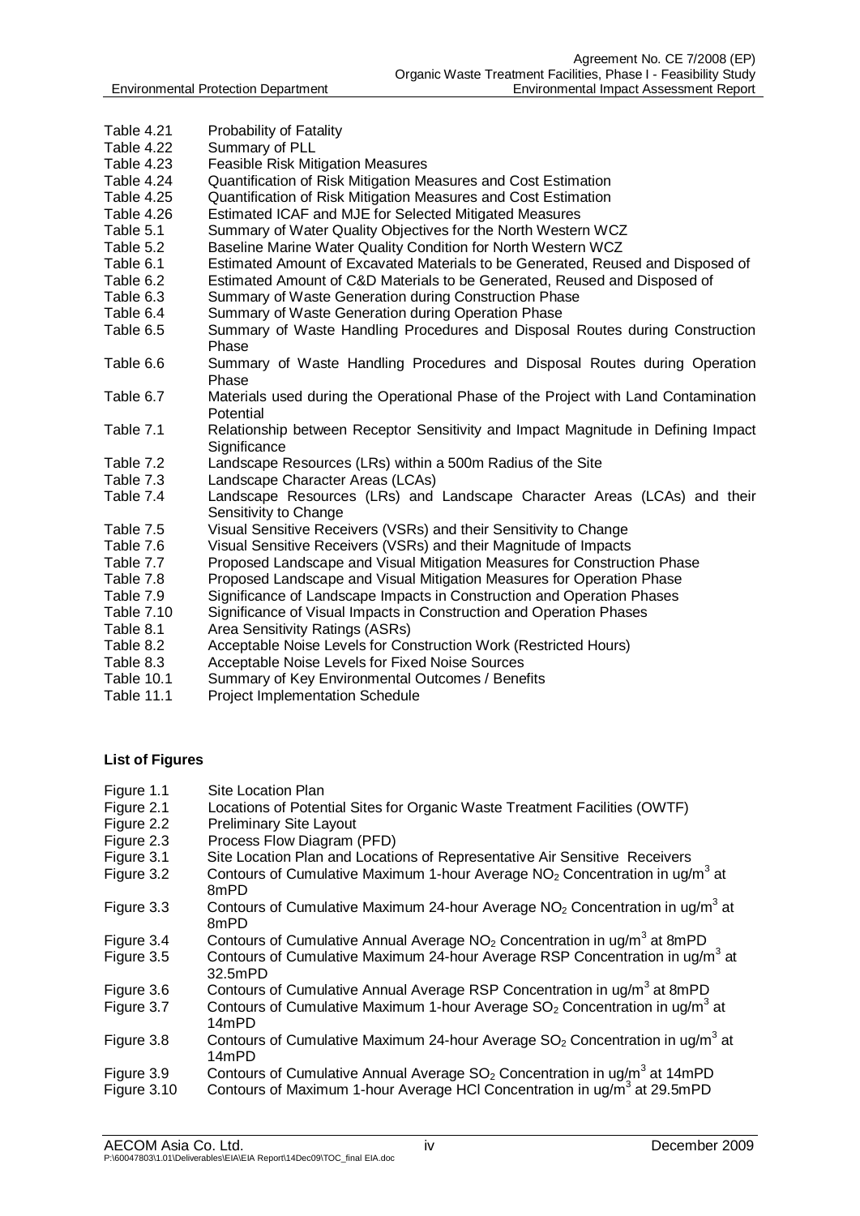| | |
|---|---|
| Table 4.21 | Probability of Fatality |
| Table 4.22 | Summary of PLL |
| Table 4.23 | Feasible Risk Mitigation Measures |
| Table 4.24 | Quantification of Risk Mitigation Measures and Cost Estimation |
| Table 4.25 | Quantification of Risk Mitigation Measures and Cost Estimation |
| Table 4.26 | Estimated ICAF and MJE for Selected Mitigated Measures |
| Table 5.1 | Summary of Water Quality Objectives for the North Western WCZ |
| Table 5.2 | Baseline Marine Water Quality Condition for North Western WCZ |
| Table 6.1 | Estimated Amount of Excavated Materials to be Generated, Reused and Disposed of |
| Table 6.2 | Estimated Amount of C&D Materials to be Generated, Reused and Disposed of |
| Table 6.3 | Summary of Waste Generation during Construction Phase |
| Table 6.4 | Summary of Waste Generation during Operation Phase |
| Table 6.5 | Summary of Waste Handling Procedures and Disposal Routes during Construction Phase |
| Table 6.6 | Summary of Waste Handling Procedures and Disposal Routes during Operation Phase |
| Table 6.7 | Materials used during the Operational Phase of the Project with Land Contamination Potential |
| Table 7.1 | Relationship between Receptor Sensitivity and Impact Magnitude in Defining Impact Significance |
| Table 7.2 | Landscape Resources (LRs) within a 500m Radius of the Site |
| Table 7.3 | Landscape Character Areas (LCAs) |
| Table 7.4 | Landscape Resources (LRs) and Landscape Character Areas (LCAs) and their Sensitivity to Change |
| Table 7.5 | Visual Sensitive Receivers (VSRs) and their Sensitivity to Change |
| Table 7.6 | Visual Sensitive Receivers (VSRs) and their Magnitude of Impacts |
| Table 7.7 | Proposed Landscape and Visual Mitigation Measures for Construction Phase |
| Table 7.8 | Proposed Landscape and Visual Mitigation Measures for Operation Phase |
| Table 7.9 | Significance of Landscape Impacts in Construction and Operation Phases |
| Table 7.10 | Significance of Visual Impacts in Construction and Operation Phases |
| Table 8.1 | Area Sensitivity Ratings (ASRs) |
| Table 8.2 | Acceptable Noise Levels for Construction Work (Restricted Hours) |
| Table 8.3 | Acceptable Noise Levels for Fixed Noise Sources |
| Table 10.1 | Summary of Key Environmental Outcomes / Benefits |
| Table 11.1 | Project Implementation Schedule |

**List of Figures**

| | |
|---|---|
| Figure 1.1 | Site Location Plan |
| Figure 2.1 | Locations of Potential Sites for Organic Waste Treatment Facilities (OWTF) |
| Figure 2.2 | Preliminary Site Layout |
| Figure 2.3 | Process Flow Diagram (PFD) |
| Figure 3.1 | Site Location Plan and Locations of Representative Air Sensitive Receivers |
| Figure 3.2 | Contours of Cumulative Maximum 1-hour Average $NO_2$ Concentration in ug/$m^3$ at 8mPD |
| Figure 3.3 | Contours of Cumulative Maximum 24-hour Average $NO_2$ Concentration in ug/$m^3$ at 8mPD |
| Figure 3.4 | Contours of Cumulative Annual Average $NO_2$ Concentration in ug/$m^3$ at 8mPD |
| Figure 3.5 | Contours of Cumulative Maximum 24-hour Average RSP Concentration in ug/$m^3$ at 32.5mPD |
| Figure 3.6 | Contours of Cumulative Annual Average RSP Concentration in ug/$m^3$ at 8mPD |
| Figure 3.7 | Contours of Cumulative Maximum 1-hour Average $SO_2$ Concentration in ug/$m^3$ at 14mPD |
| Figure 3.8 | Contours of Cumulative Maximum 24-hour Average $SO_2$ Concentration in ug/$m^3$ at 14mPD |
| Figure 3.9 | Contours of Cumulative Annual Average $SO_2$ Concentration in ug/$m^3$ at 14mPD |
| Figure 3.10 | Contours of Maximum 1-hour Average HCl Concentration in ug/$m^3$ at 29.5mPD |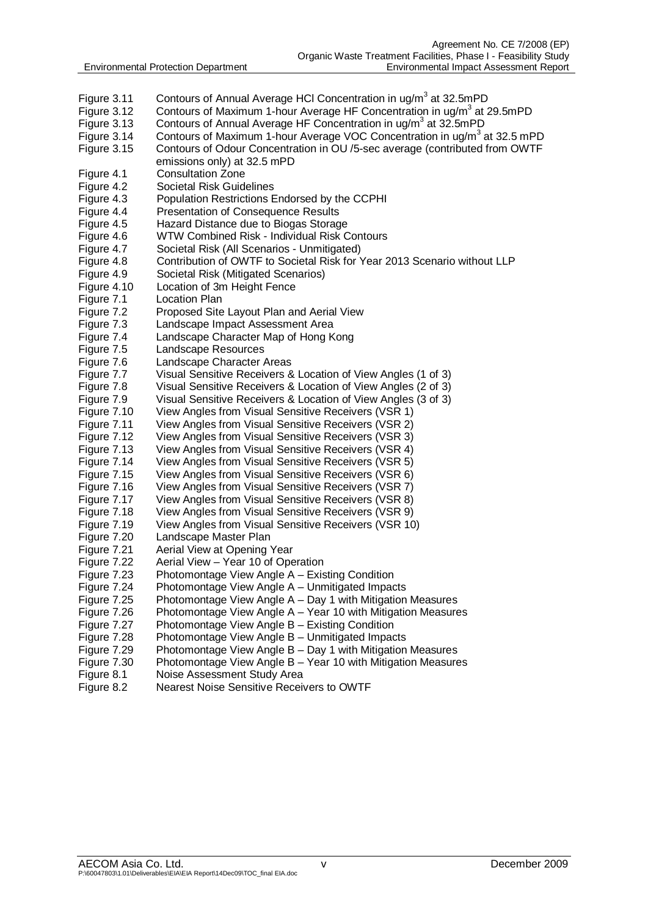| | |
|---|---|
| Figure 3.11 | Contours of Annual Average HCl Concentration in ug/m$^3$ at 32.5mPD |
| Figure 3.12 | Contours of Maximum 1-hour Average HF Concentration in ug/m$^3$ at 29.5mPD |
| Figure 3.13 | Contours of Annual Average HF Concentration in ug/m$^3$ at 32.5mPD |
| Figure 3.14 | Contours of Maximum 1-hour Average VOC Concentration in ug/m$^3$ at 32.5 mPD |
| Figure 3.15 | Contours of Odour Concentration in OU /5-sec average (contributed from OWTF emissions only) at 32.5 mPD |
| Figure 4.1 | Consultation Zone |
| Figure 4.2 | Societal Risk Guidelines |
| Figure 4.3 | Population Restrictions Endorsed by the CCPHI |
| Figure 4.4 | Presentation of Consequence Results |
| Figure 4.5 | Hazard Distance due to Biogas Storage |
| Figure 4.6 | WTW Combined Risk - Individual Risk Contours |
| Figure 4.7 | Societal Risk (All Scenarios - Unmitigated) |
| Figure 4.8 | Contribution of OWTF to Societal Risk for Year 2013 Scenario without LLP |
| Figure 4.9 | Societal Risk (Mitigated Scenarios) |
| Figure 4.10 | Location of 3m Height Fence |
| Figure 7.1 | Location Plan |
| Figure 7.2 | Proposed Site Layout Plan and Aerial View |
| Figure 7.3 | Landscape Impact Assessment Area |
| Figure 7.4 | Landscape Character Map of Hong Kong |
| Figure 7.5 | Landscape Resources |
| Figure 7.6 | Landscape Character Areas |
| Figure 7.7 | Visual Sensitive Receivers & Location of View Angles (1 of 3) |
| Figure 7.8 | Visual Sensitive Receivers & Location of View Angles (2 of 3) |
| Figure 7.9 | Visual Sensitive Receivers & Location of View Angles (3 of 3) |
| Figure 7.10 | View Angles from Visual Sensitive Receivers (VSR 1) |
| Figure 7.11 | View Angles from Visual Sensitive Receivers (VSR 2) |
| Figure 7.12 | View Angles from Visual Sensitive Receivers (VSR 3) |
| Figure 7.13 | View Angles from Visual Sensitive Receivers (VSR 4) |
| Figure 7.14 | View Angles from Visual Sensitive Receivers (VSR 5) |
| Figure 7.15 | View Angles from Visual Sensitive Receivers (VSR 6) |
| Figure 7.16 | View Angles from Visual Sensitive Receivers (VSR 7) |
| Figure 7.17 | View Angles from Visual Sensitive Receivers (VSR 8) |
| Figure 7.18 | View Angles from Visual Sensitive Receivers (VSR 9) |
| Figure 7.19 | View Angles from Visual Sensitive Receivers (VSR 10) |
| Figure 7.20 | Landscape Master Plan |
| Figure 7.21 | Aerial View at Opening Year |
| Figure 7.22 | Aerial View – Year 10 of Operation |
| Figure 7.23 | Photomontage View Angle A – Existing Condition |
| Figure 7.24 | Photomontage View Angle A – Unmitigated Impacts |
| Figure 7.25 | Photomontage View Angle A – Day 1 with Mitigation Measures |
| Figure 7.26 | Photomontage View Angle A – Year 10 with Mitigation Measures |
| Figure 7.27 | Photomontage View Angle B – Existing Condition |
| Figure 7.28 | Photomontage View Angle B – Unmitigated Impacts |
| Figure 7.29 | Photomontage View Angle B – Day 1 with Mitigation Measures |
| Figure 7.30 | Photomontage View Angle B – Year 10 with Mitigation Measures |
| Figure 8.1 | Noise Assessment Study Area |
| Figure 8.2 | Nearest Noise Sensitive Receivers to OWTF |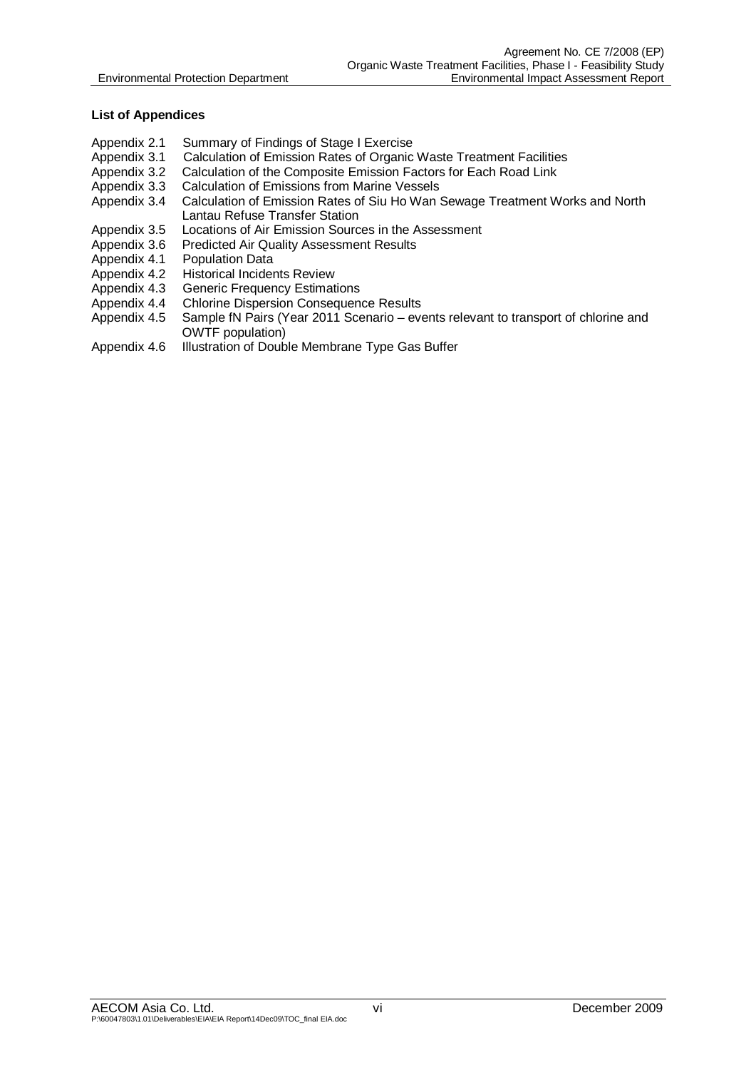**List of Appendices**

Appendix 2.1 Summary of Findings of Stage I Exercise
Appendix 3.1 Calculation of Emission Rates of Organic Waste Treatment Facilities
Appendix 3.2 Calculation of the Composite Emission Factors for Each Road Link
Appendix 3.3 Calculation of Emissions from Marine Vessels
Appendix 3.4 Calculation of Emission Rates of Siu Ho Wan Sewage Treatment Works and North Lantau Refuse Transfer Station
Appendix 3.5 Locations of Air Emission Sources in the Assessment
Appendix 3.6 Predicted Air Quality Assessment Results
Appendix 4.1 Population Data
Appendix 4.2 Historical Incidents Review
Appendix 4.3 Generic Frequency Estimations
Appendix 4.4 Chlorine Dispersion Consequence Results
Appendix 4.5 Sample fN Pairs (Year 2011 Scenario – events relevant to transport of chlorine and OWTF population)
Appendix 4.6 Illustration of Double Membrane Type Gas Buffer